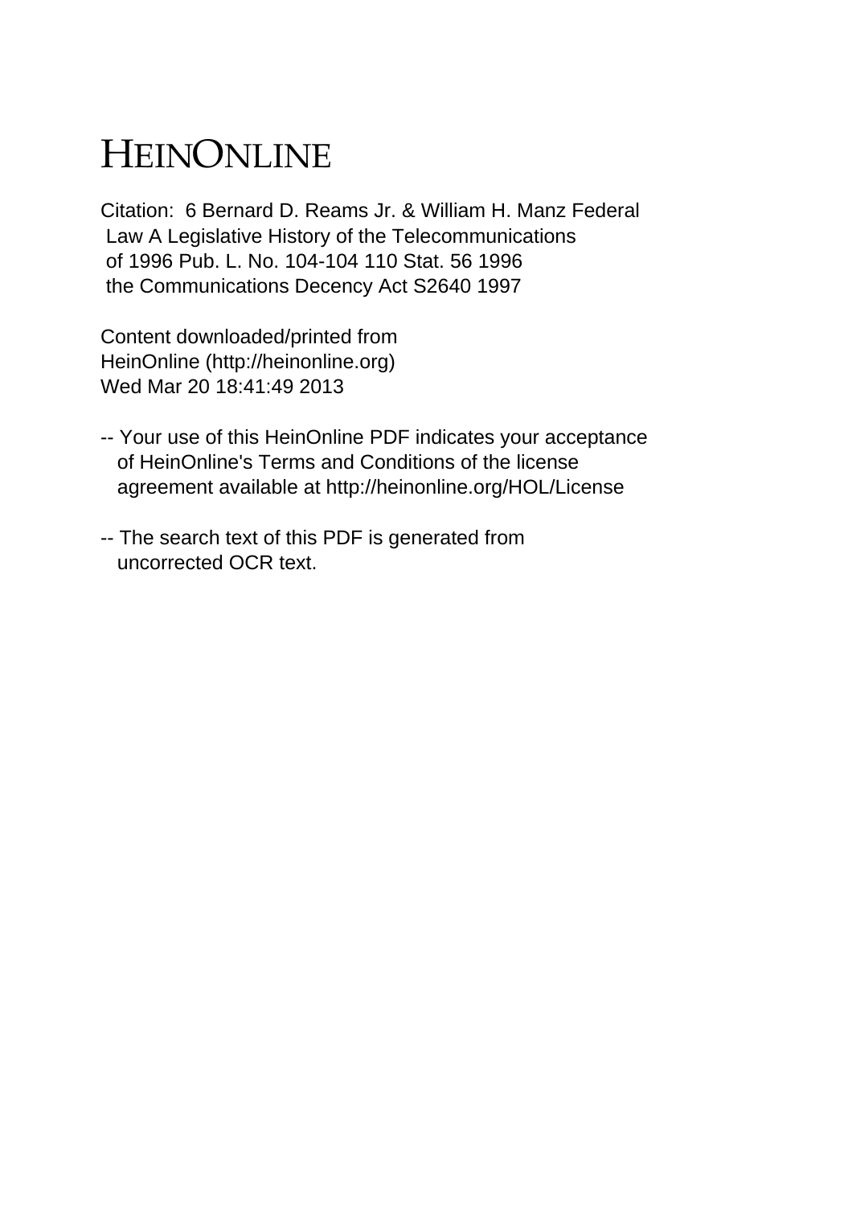# HEINONLINE

Citation: 6 Bernard D. Reams Jr. & William H. Manz Federal Law A Legislative History of the Telecommunications of 1996 Pub. L. No. 104-104 110 Stat. 56 1996 the Communications Decency Act S2640 1997

Content downloaded/printed from HeinOnline (http://heinonline.org) Wed Mar 20 18:41:49 2013

-- Your use of this HeinOnline PDF indicates your acceptance of HeinOnline's Terms and Conditions of the license agreement available at http://heinonline.org/HOL/License

-- The search text of this PDF is generated from uncorrected OCR text.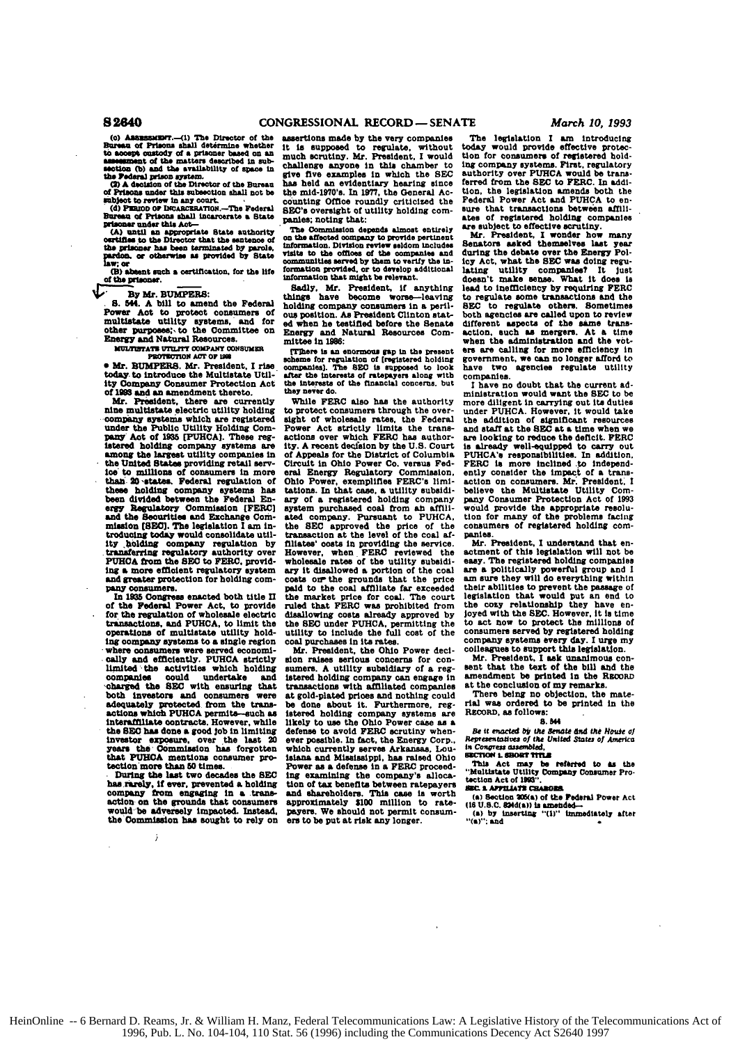(c) ASSESSMENT.—(1) The Director of the Bureau of Prisons shall determine whether to accept custody of a prisoner based on an assessment of the matters described in subsection (b) and the availability of space in the Federal prison system.

(2) A decision of the Director of the Bureau of Prisons under this subsection shall not be subject to review in any court.

(d) PERIOD OF INCARCERATION.—The Federal Bureau of Prisons shall incarcerate a State prisoner under this Act—

(A) until an appropriate State authority certifies to the Director that the sentence of the prisoner has been terminated by parole, pardon, or otherwise as provided by State law; or

(B) absent such a certification, for the life of the prisoner.

By Mr. BUMPERS:

S. 544. A bill to amend the Federal Power Act to protect consumers of multistate utility systems, and for other purposes; to the Committee on Energy and Natural Resources.

## MULTISTATE UTILITY COMPANY CONSUMER PROTECTION ACT OF 1993

• Mr. BUMPERS. Mr. President, I rise today to introduce the Multistate Utility Company Consumer Protection Act of 1993 and an amendment thereto.

Mr. President, there are currently nine multistate electric utility holding company systems which are registered under the Public Utility Holding Company Act of 1935 [PUHCA]. These registered holding company systems are among the largest utility companies in the United States providing retail service to millions of consumers in more than 20 states. Federal regulation of these holding company systems has been divided between the Federal Energy Regulatory Commission [FERC] and the Securities and Exchange Commission [SEC]. The legislation I am introducing today would consolidate utility holding company regulation by transferring regulatory authority over PUHCA from the SEC to FERC, providing a more efficient regulatory system and greater protection for holding company consumers.

In 1935 Congress enacted both title II of the Federal Power Act, to provide for the regulation of wholesale electric transactions, and PUHCA, to limit the operations of multistate utility holding company systems to a single region where consumers were served economically and efficiently. PUHCA strictly limited the activities which holding companies could undertake and charged the SEC with ensuring that both investors and consumers were adequately protected from the transactions which PUHCA permits—such as interaffiliate contracts. However, while the SEC has done a good job in limiting investor exposure, over the last 20 years the Commission has forgotten that PUHCA mentions consumer protection more than 50 times.

During the last two decades the SEC has rarely, if ever, prevented a holding company from engaging in a transaction on the grounds that consumers would be adversely impacted. Instead, the Commission has sought to rely on assertions made by the very companies it is supposed to regulate, without much scrutiny. Mr. President, I would challenge anyone in this chamber to give five examples in which the SEC has held an evidentiary hearing since the mid-1970's. In 1977, the General Accounting Office roundly criticized the SEC's oversight of utility holding companies; noting that:

> The Commission depends almost entirely on the affected company to provide pertinent information. Division review seldom includes visits to the offices of the companies and communities served by them to verify the information provided, or to develop additional information that might be relevant.

Sadly, Mr. President, if anything things have become worse—leaving holding company consumers in a perilous position. As President Clinton stated when he testified before the Senate Energy and Natural Resources Committee in 1986:

> [There is an enormous gap in the present scheme for regulation of [registered holding companies]. The SEC is supposed to look after the interests of ratepayers along with the interests of the financial concerns, but they never do.

While FERC also has the authority to protect consumers through the oversight of wholesale rates, the Federal Power Act strictly limits the transactions over which FERC has authority. A recent decision by the U.S. Court of Appeals for the District of Columbia Circuit in Ohio Power Co. versus Federal Energy Regulatory Commission, Ohio Power, exemplifies FERC's limitations. In that case, a utility subsidiary of a registered holding company system purchased coal from an affiliated company. Pursuant to PUHCA, the SEC approved the price of the transaction at the level of the coal affiliates' costs in providing the service. However, when FERC reviewed the wholesale rates of the utility subsidiary it disallowed a portion of the coal costs on the grounds that the price paid to the coal affiliate far exceeded the market price for coal. The court ruled that FERC was prohibited from disallowing costs already approved by the SEC under PUHCA, permitting the utility to include the full cost of the coal purchases in its rates.

Mr. President, the Ohio Power decision raises serious concerns for consumers. A utility subsidiary of a registered holding company can engage in transactions with affiliated companies at gold-plated prices and nothing could be done about it. Furthermore, registered holding company systems are likely to use the Ohio Power case as a defense to avoid FERC scrutiny whenever possible. In fact, the Energy Corp., which currently serves Arkansas, Louisiana and Mississippi, has raised Ohio Power as a defense in a FERC proceeding examining the company's allocation of tax benefits between ratepayers and shareholders. This case is worth approximately $100 million to ratepayers. We should not permit consumers to be put at risk any longer.

The legislation I am introducing today would provide effective protection for consumers of registered holding company systems. First, regulatory authority over PUHCA would be transferred from the SEC to FERC. In addition, the legislation amends both the Federal Power Act and PUHCA to ensure that transactions between affiliates of registered holding companies are subject to effective scrutiny.

Mr. President, I wonder how many Senators asked themselves last year during the debate over the Energy Policy Act, what the SEC was doing regulating utility companies? It just doesn't make sense. What it does is lead to inefficiency by requiring FERC to regulate some transactions and the SEC to regulate others. Sometimes both agencies are called upon to review different aspects of the same transaction, such as mergers. At a time when the administration and the voters are calling for more efficiency in government, we can no longer afford to have two agencies regulate utility companies.

I have no doubt that the current administration would want the SEC to be more diligent in carrying out its duties under PUHCA. However, it would take the addition of significant resources and staff at the SEC at a time when we are looking to reduce the deficit. FERC is already well-equipped to carry out PUHCA's responsibilities. In addition, FERC is more inclined to independently consider the impact of a transaction on consumers. Mr. President, I believe the Multistate Utility Company Consumer Protection Act of 1993 would provide the appropriate resolution for many of the problems facing consumers of registered holding companies.

Mr. President, I understand that enactment of this legislation will not be easy. The registered holding companies are a politically powerful group and I am sure they will do everything within their abilities to prevent the passage of legislation that would put an end to the cozy relationship they have enjoyed with the SEC. However, it is time to act now to protect the millions of consumers served by registered holding company systems every day. I urge my colleagues to support this legislation.

Mr. President, I ask unanimous consent that the text of the bill and the amendment be printed in the RECORD at the conclusion of my remarks.

There being no objection, the material was ordered to be printed in the RECORD, as follows:

S. 544

*Be it enacted by the Senate and the House of Representatives of the United States of America in Congress assembled,*

**SECTION 1. SHORT TITLE**

This Act may be referred to as the "Multistate Utility Company Consumer Protection Act of 1993".

**SEC. 2. AFFILIATE CHARGES.**

(a) Section 205(a) of the Federal Power Act (16 U.S.C. 824d(a)) is amended—

(a) by inserting "(1)" immediately after "(a)"; and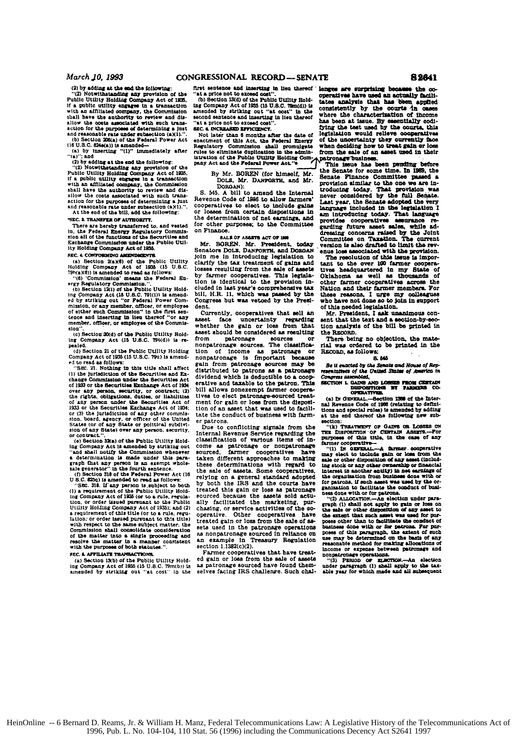(2) by adding at the end the following:

"(2) Notwithstanding any provision of the Public Utility Holding Company Act of 1935, if a public utility engages in a transaction with an affiliated company, the Commission shall have the authority to review and disallow the costs associated with such transaction for the purposes of determining a just and reasonable rate under subsection (a)(1).".

(b) Section 206(a) of the Federal Power Act (16 U.S.C. 824e(a)) is amended—

(a) by inserting "(1)" immediately after "(a)"; and

(2) by adding at the end the following:

"(2) Notwithstanding any provision of the Public Utility Holding Company Act of 1935, if a public utility engages in a transaction with an affiliated company, the Commission shall have the authority to review and disallow the costs associated with such transaction for the purposes of determining a just and reasonable rate under subsection (a)(1).".

At the end of the bill, add the following:

"SEC. 3. TRANSFER OF AUTHORITY.

There are hereby transferred to, and vested in, the Federal Energy Regulatory Commission all of the functions of the Securities and Exchange Commission under the Public Utility Holding Company Act of 1935.

SEC. 4. CONFORMING AMENDMENTS.

(a) Section 2(a)(6) of the Public Utility Holding Company Act of 1935 (15 U.S.C. 79b(a)(6)) is amended to read as follows:

"(6) 'Commission' means the Federal Energy Regulatory Commission.".

(b) Section 12(i) of the Public Utility Holding Company Act (15 U.S.C. 79l(i)) is amended by striking out "or Federal Power Commission, or any member, officer, or employee of either such Commission" in the first sentence and inserting in lieu thereof "or any member, officer, or employee of the Commission".

(c) Section 20(d) of the Public Utility Holding Company Act (15 U.S.C. 79t(d)) is repealed.

(d) Section 21 of the Public Utility Holding Company Act of 1935 (15 U.S.C. 79u) is amended to read as follows:

"SEC. 21. Nothing in this title shall affect (1) the jurisdiction of the Securities and Exchange Commission under the Securities Act of 1933 or the Securities Exchange Act of 1934 over any person, security, or contract; (2) the rights, obligations, duties, or liabilities of any person under the Securities Act of 1933 or the Securities Exchange Act of 1934; or (3) the jurisdiction of any other commission, board, agency, or officer of the United States (or of any State or political subdivision of any State) over any person, security, or contract.".

(e) Section 32(a) of the Public Utility Holding Company Act is amended by striking out "and shall notify the Commission whenever a determination is made under this paragraph that any person is an exempt wholesale generator" in the fourth sentence.

(f) Section 318 of the Federal Power Act (16 U.S.C. 825q) is amended to read as follows:

"SEC. 318. If any person is subject to both (1) a requirement of the Public Utility Holding Company Act of 1935 (or to a rule, regulation, or order issued pursuant to the Public Utility Holding Company Act of 1935); and (2) a requirement of this title (or to a rule, regulation, or order issued pursuant to this title) with respect to the same subject matter, the Commission shall consolidate consideration of the matter into a single proceeding and resolve the matter in a manner consistent with the purposes of both statutes.".

SEC. 5. AFFILIATE TRANSACTIONS.

(a) Section 13(b) of the Public Utility Holding Company Act of 1935 (15 U.S.C. 79m(b)) is amended by striking out "at cost" in the first sentence and inserting in lieu thereof "at a price not to exceed cost".

(b) Section 13(d) of the Public Utility Holding Company Act of 1935 (15 U.S.C. 79m(d)) is amended by striking out "at cost" in the second sentence and inserting in lieu thereof "at a price not to exceed cost".

SEC. 6. INCREASED EFFICIENCY.

Not later than 6 months after the date of enactment of this Act, the Federal Energy Regulatory Commission shall promulgate rules to eliminate duplication in the administration of the Public Utility Holding Company Act and the Federal Power Act."

---

By Mr. BOREN (for himself, Mr. DOLE, Mr. DANFORTH, and Mr. DORGAN):

S. 545. A bill to amend the Internal Revenue Code of 1986 to allow farmers' cooperatives to elect to include gains or losses from certain dispositions in the determination of net earnings, and for other purposes; to the Committee on Finance.

## SALE OF ASSETS ACT OF 1993

Mr. BOREN. Mr. President, today Senators DOLE, DANFORTH, and DORGAN join me in introducing legislation to clarify the tax treatment of gains and losses resulting from the sale of assets by farmer cooperatives. This legislation is identical to the provision included in last year's comprehensive tax bill, H.R. 11, which was passed by the Congress but was vetoed by the President.

Currently, cooperatives that sell an asset face uncertainty regarding whether the gain or loss from that asset should be considered as resulting from patronage sources or nonpatronage sources. The classification of income as patronage or nonpatronage is important because gain from patronage sources may be distributed to patrons as a patronage dividend which is deductible to a cooperative and taxable to the patron. This bill allows nonexempt farmer cooperatives to elect patronage-sourced treatment for gain or loss from the disposition of an asset that was used to facilitate the conduct of business with farmer patrons.

Due to conflicting signals from the Internal Revenue Service regarding the classification of various items of income as patronage or nonpatronage sourced, farmer cooperatives have taken different approaches to making these determinations with regard to the sale of assets. Some cooperatives, relying on a general standard adopted by both the IRS and the courts have treated this gain or loss as patronage sourced because the assets sold actually facilitated the marketing, purchasing, or service activities of the cooperative. Other cooperatives have treated gain or loss from the sale of assets used in the patronage operations as nonpatronage sourced in reliance on an example in Treasury Regulation section 1.1382(c)(2).

Farmer cooperatives that have treated gain or loss from the sale of assets as patronage sourced have found themselves facing IRS challenge. Such challenges are surprising because the cooperatives have used an actually facilitates analysis that has been applied consistently by the courts in cases where the characterization of income has been at issue. By essentially codifying the test used by the courts, this legislation would relieve cooperatives of the uncertainty they currently face when deciding how to treat gain or loss from the sale of an asset used in their patronage business.

This issue has been pending before the Senate for some time. In 1989, the Senate Finance Committee passed a provision similar to the one we are introducing today. That provision was never considered by the full Senate. Last year, the Senate adopted the very language included in the legislation I am introducing today. That language provides cooperatives assurance regarding future asset sales, while addressing concerns raised by the Joint Committee on Taxation. The current version is also drafted to limit the revenue loss associated with the provision.

The resolution of this issue is important to the over 100 farmer cooperatives headquartered in my State of Oklahoma as well as thousands of other farmer cooperatives across the Nation and their farmer members. For these reasons, I urge my colleagues who have not done so to join in support of this needed legislation.

Mr. President, I ask unanimous consent that the text and a section-by-section analysis of the bill be printed in the RECORD.

There being no objection, the material was ordered to be printed in the RECORD, as follows:

S. 545

*Be it enacted by the Senate and House of Representatives of the United States of America in Congress assembled,*

SECTION 1. GAINS AND LOSSES FROM CERTAIN DISPOSITIONS BY FARMERS COOPERATIVES.

(a) IN GENERAL.—Section 1388 of the Internal Revenue Code of 1986 (relating to definitions and special rules) is amended by adding at the end thereof the following new subsection:

"(k) TREATMENT OF GAINS OR LOSSES ON THE DISPOSITION OF CERTAIN ASSETS.—For purposes of this title, in the case of any farmer cooperative—

"(1) IN GENERAL.—A farmer cooperative may elect to include gain or loss from the sale or other disposition of any asset (including stock or any other ownership or financial interest in another entity) in net earnings of the organization from business done with or for patrons, if such asset was used by the organization to facilitate the conduct of business done with or for patrons.

"(2) ALLOCATION.—An election under paragraph (1) shall not apply to gain or loss on the sale or other disposition of any asset to the extent that such asset was used for purposes other than to facilitate the conduct of business done with or for patrons. For purposes of this paragraph, the extent of such use may be determined on the basis of any reasonable method for making allocations of income or expense between patronage and nonpatronage operations.

"(3) PERIOD OF ELECTION.—An election under paragraph (1) shall apply to the taxable year for which made and all subsequent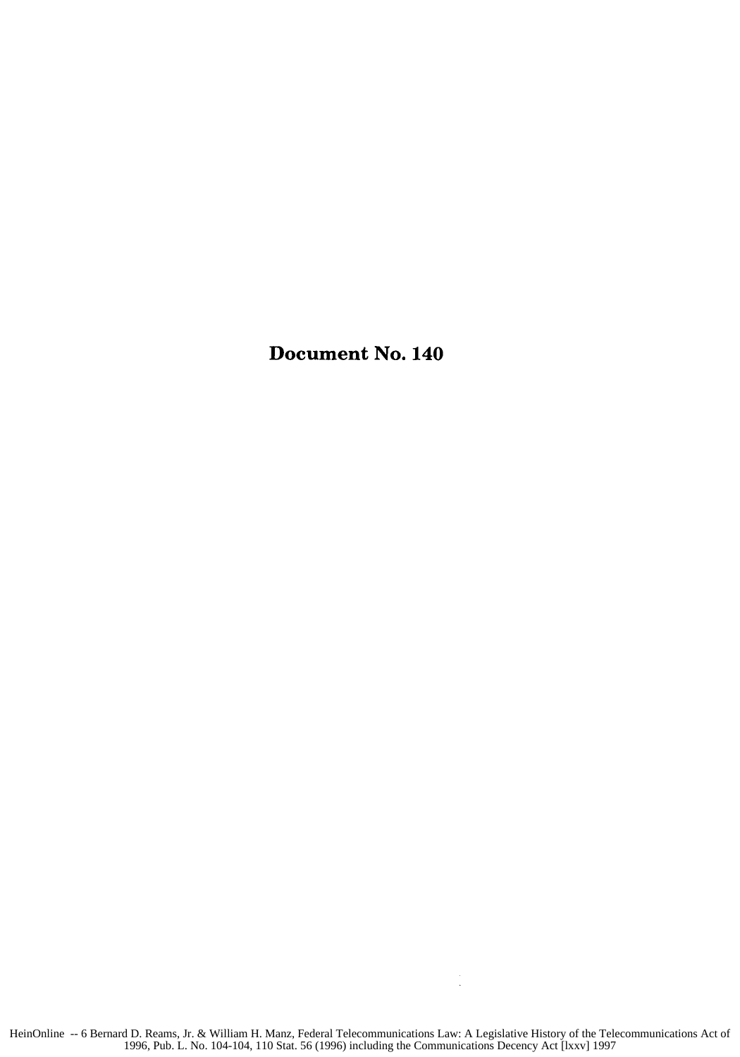# Document No. 140